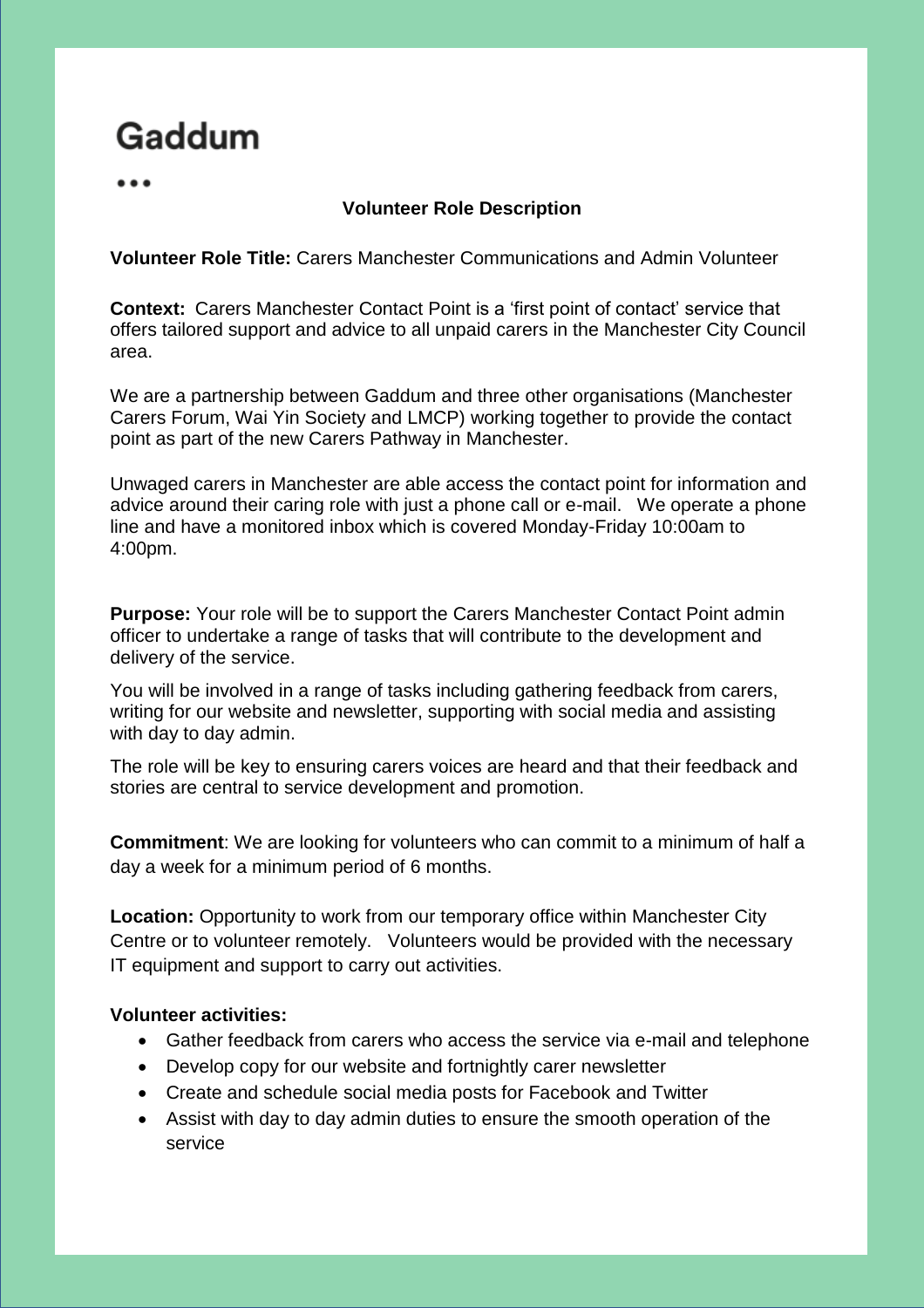# Gaddum

...

**Volunteer Role Description**

**Volunteer Role Title:** Carers Manchester Communications and Admin Volunteer

**Context:** Carers Manchester Contact Point is a 'first point of contact' service that offers tailored support and advice to all unpaid carers in the Manchester City Council area.

We are a partnership between Gaddum and three other organisations (Manchester Carers Forum, Wai Yin Society and LMCP) working together to provide the contact point as part of the new Carers Pathway in Manchester.

Unwaged carers in Manchester are able access the contact point for information and advice around their caring role with just a phone call or e-mail. We operate a phone line and have a monitored inbox which is covered Monday-Friday 10:00am to 4:00pm.

**Purpose:** Your role will be to support the Carers Manchester Contact Point admin officer to undertake a range of tasks that will contribute to the development and delivery of the service.

You will be involved in a range of tasks including gathering feedback from carers, writing for our website and newsletter, supporting with social media and assisting with day to day admin.

The role will be key to ensuring carers voices are heard and that their feedback and stories are central to service development and promotion.

**Commitment**: We are looking for volunteers who can commit to a minimum of half a day a week for a minimum period of 6 months.

**Location:** Opportunity to work from our temporary office within Manchester City Centre or to volunteer remotely. Volunteers would be provided with the necessary IT equipment and support to carry out activities.

**Volunteer activities:**

- Gather feedback from carers who access the service via e-mail and telephone
- Develop copy for our website and fortnightly carer newsletter
- Create and schedule social media posts for Facebook and Twitter
- Assist with day to day admin duties to ensure the smooth operation of the service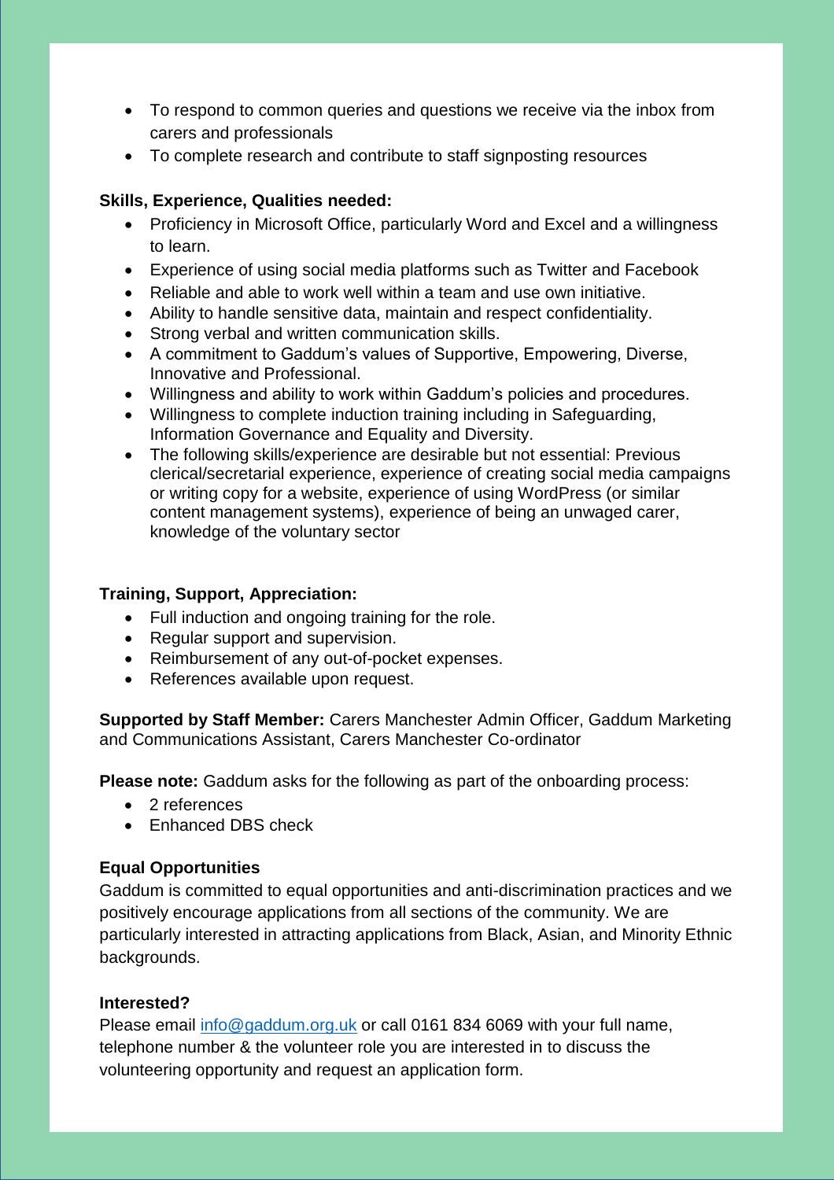- To respond to common queries and questions we receive via the inbox from carers and professionals
- To complete research and contribute to staff signposting resources

**Skills, Experience, Qualities needed:**

- Proficiency in Microsoft Office, particularly Word and Excel and a willingness to learn.
- Experience of using social media platforms such as Twitter and Facebook
- Reliable and able to work well within a team and use own initiative.
- Ability to handle sensitive data, maintain and respect confidentiality.
- Strong verbal and written communication skills.
- A commitment to Gaddum's values of Supportive, Empowering, Diverse, Innovative and Professional.
- Willingness and ability to work within Gaddum's policies and procedures.
- Willingness to complete induction training including in Safeguarding, Information Governance and Equality and Diversity.
- The following skills/experience are desirable but not essential: Previous clerical/secretarial experience, experience of creating social media campaigns or writing copy for a website, experience of using WordPress (or similar content management systems), experience of being an unwaged carer, knowledge of the voluntary sector

**Training, Support, Appreciation:**

- Full induction and ongoing training for the role.
- Regular support and supervision.
- Reimbursement of any out-of-pocket expenses.
- References available upon request.

**Supported by Staff Member:** Carers Manchester Admin Officer, Gaddum Marketing and Communications Assistant, Carers Manchester Co-ordinator

**Please note:** Gaddum asks for the following as part of the onboarding process:

- 2 references
- Enhanced DBS check

**Equal Opportunities**

Gaddum is committed to equal opportunities and anti-discrimination practices and we positively encourage applications from all sections of the community. We are particularly interested in attracting applications from Black, Asian, and Minority Ethnic backgrounds.

**Interested?**

Please email info@gaddum.org.uk or call 0161 834 6069 with your full name, telephone number & the volunteer role you are interested in to discuss the volunteering opportunity and request an application form.